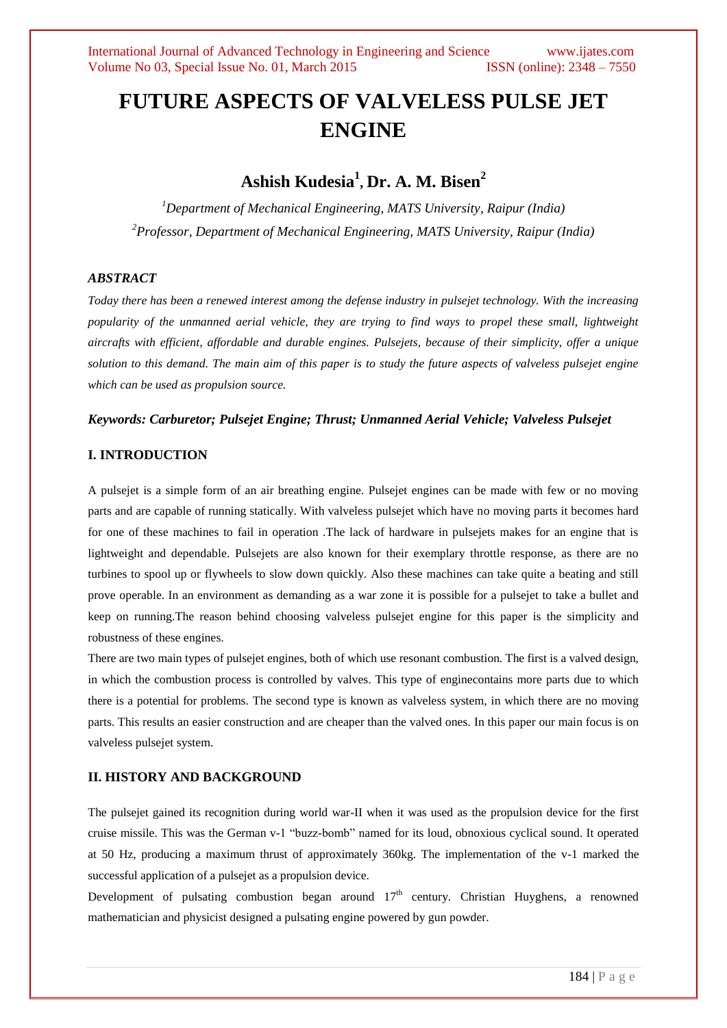# FUTURE ASPECTS OF VALVELESS PULSE JET ENGINE

## Ashish Kudesia[1], Dr. A. M. Bisen[2]

*[1]Department of Mechanical Engineering, MATS University, Raipur (India)*

*[2]Professor, Department of Mechanical Engineering, MATS University, Raipur (India)*

### *ABSTRACT*

*Today there has been a renewed interest among the defense industry in pulsejet technology. With the increasing popularity of the unmanned aerial vehicle, they are trying to find ways to propel these small, lightweight aircrafts with efficient, affordable and durable engines. Pulsejets, because of their simplicity, offer a unique solution to this demand. The main aim of this paper is to study the future aspects of valveless pulsejet engine which can be used as propulsion source.*

***Keywords: Carburetor; Pulsejet Engine; Thrust; Unmanned Aerial Vehicle; Valveless Pulsejet***

### I. INTRODUCTION

A pulsejet is a simple form of an air breathing engine. Pulsejet engines can be made with few or no moving parts and are capable of running statically. With valveless pulsejet which have no moving parts it becomes hard for one of these machines to fail in operation .The lack of hardware in pulsejets makes for an engine that is lightweight and dependable. Pulsejets are also known for their exemplary throttle response, as there are no turbines to spool up or flywheels to slow down quickly. Also these machines can take quite a beating and still prove operable. In an environment as demanding as a war zone it is possible for a pulsejet to take a bullet and keep on running.The reason behind choosing valveless pulsejet engine for this paper is the simplicity and robustness of these engines.

There are two main types of pulsejet engines, both of which use resonant combustion. The first is a valved design, in which the combustion process is controlled by valves. This type of enginecontains more parts due to which there is a potential for problems. The second type is known as valveless system, in which there are no moving parts. This results an easier construction and are cheaper than the valved ones. In this paper our main focus is on valveless pulsejet system.

### II. HISTORY AND BACKGROUND

The pulsejet gained its recognition during world war-II when it was used as the propulsion device for the first cruise missile. This was the German v-1 "buzz-bomb" named for its loud, obnoxious cyclical sound. It operated at 50 Hz, producing a maximum thrust of approximately 360kg. The implementation of the v-1 marked the successful application of a pulsejet as a propulsion device.

Development of pulsating combustion began around 17th century. Christian Huyghens, a renowned mathematician and physicist designed a pulsating engine powered by gun powder.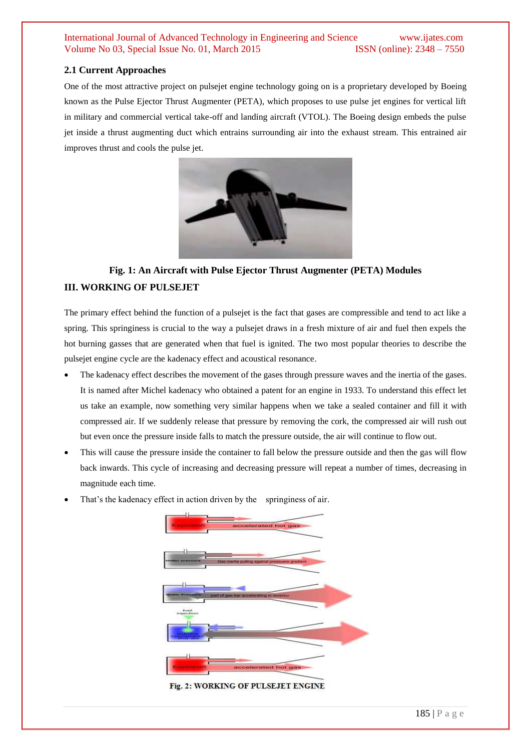### 2.1 Current Approaches

One of the most attractive project on pulsejet engine technology going on is a proprietary developed by Boeing known as the Pulse Ejector Thrust Augmenter (PETA), which proposes to use pulse jet engines for vertical lift in military and commercial vertical take-off and landing aircraft (VTOL). The Boeing design embeds the pulse jet inside a thrust augmenting duct which entrains surrounding air into the exhaust stream. This entrained air improves thrust and cools the pulse jet.

**Fig. 1: An Aircraft with Pulse Ejector Thrust Augmenter (PETA) Modules**

## III. WORKING OF PULSEJET

The primary effect behind the function of a pulsejet is the fact that gases are compressible and tend to act like a spring. This springiness is crucial to the way a pulsejet draws in a fresh mixture of air and fuel then expels the hot burning gasses that are generated when that fuel is ignited. The two most popular theories to describe the pulsejet engine cycle are the kadenacy effect and acoustical resonance.

- The kadenacy effect describes the movement of the gases through pressure waves and the inertia of the gases. It is named after Michel kadenacy who obtained a patent for an engine in 1933. To understand this effect let us take an example, now something very similar happens when we take a sealed container and fill it with compressed air. If we suddenly release that pressure by removing the cork, the compressed air will rush out but even once the pressure inside falls to match the pressure outside, the air will continue to flow out.
- This will cause the pressure inside the container to fall below the pressure outside and then the gas will flow back inwards. This cycle of increasing and decreasing pressure will repeat a number of times, decreasing in magnitude each time.
- That's the kadenacy effect in action driven by the springiness of air.

**Fig. 2: WORKING OF PULSEJET ENGINE**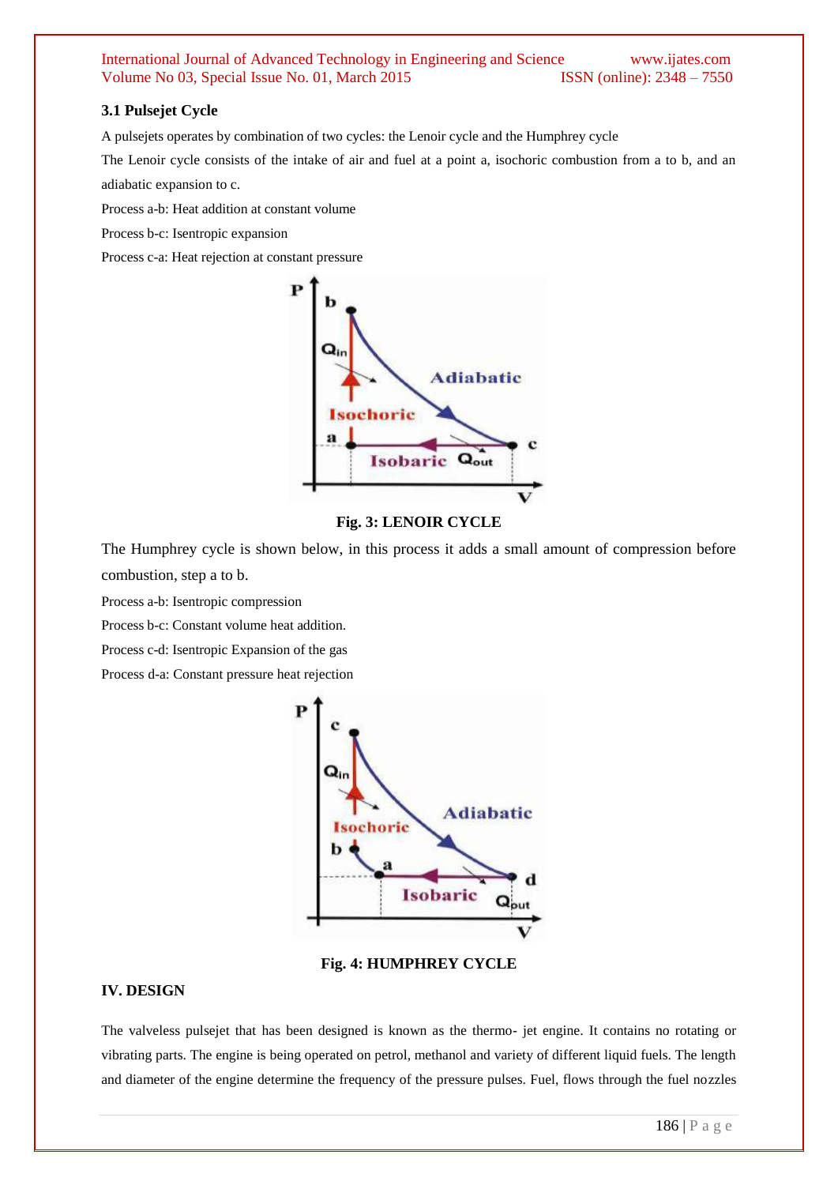### 3.1 Pulsejet Cycle

A pulsejets operates by combination of two cycles: the Lenoir cycle and the Humphrey cycle

The Lenoir cycle consists of the intake of air and fuel at a point a, isochoric combustion from a to b, and an adiabatic expansion to c.

Process a-b: Heat addition at constant volume

Process b-c: Isentropic expansion

Process c-a: Heat rejection at constant pressure

**Fig. 3: LENOIR CYCLE**

The Humphrey cycle is shown below, in this process it adds a small amount of compression before combustion, step a to b.

Process a-b: Isentropic compression

Process b-c: Constant volume heat addition.

Process c-d: Isentropic Expansion of the gas

Process d-a: Constant pressure heat rejection

**Fig. 4: HUMPHREY CYCLE**

## IV. DESIGN

The valveless pulsejet that has been designed is known as the thermo- jet engine. It contains no rotating or vibrating parts. The engine is being operated on petrol, methanol and variety of different liquid fuels. The length and diameter of the engine determine the frequency of the pressure pulses. Fuel, flows through the fuel nozzles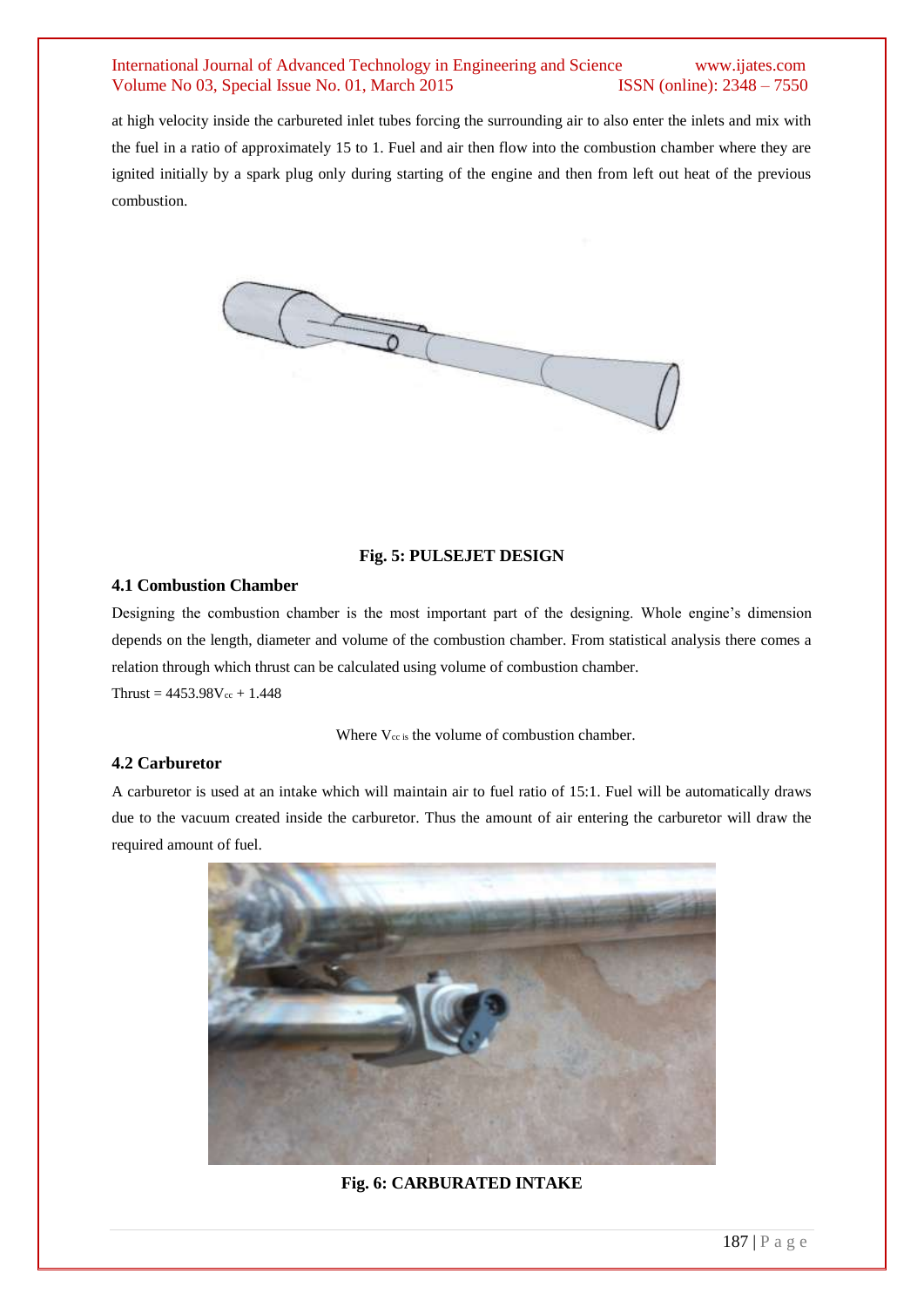at high velocity inside the carbureted inlet tubes forcing the surrounding air to also enter the inlets and mix with the fuel in a ratio of approximately 15 to 1. Fuel and air then flow into the combustion chamber where they are ignited initially by a spark plug only during starting of the engine and then from left out heat of the previous combustion.

**Fig. 5: PULSEJET DESIGN**

### 4.1 Combustion Chamber

Designing the combustion chamber is the most important part of the designing. Whole engine's dimension depends on the length, diameter and volume of the combustion chamber. From statistical analysis there comes a relation through which thrust can be calculated using volume of combustion chamber.

Thrust = $4453.98V_{cc} + 1.448$

Where $V_{cc}$ is the volume of combustion chamber.

### 4.2 Carburetor

A carburetor is used at an intake which will maintain air to fuel ratio of 15:1. Fuel will be automatically draws due to the vacuum created inside the carburetor. Thus the amount of air entering the carburetor will draw the required amount of fuel.

**Fig. 6: CARBURATED INTAKE**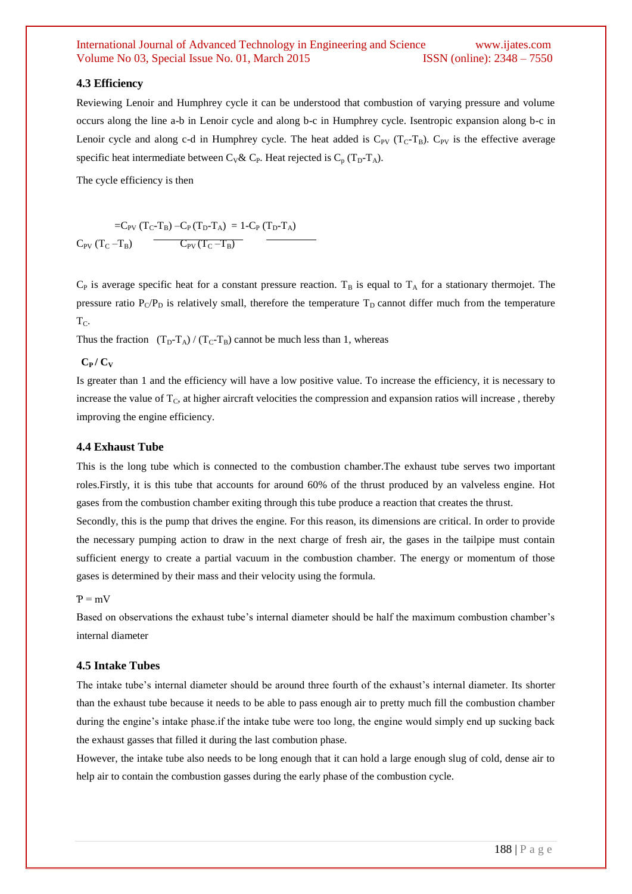### 4.3 Efficiency

Reviewing Lenoir and Humphrey cycle it can be understood that combustion of varying pressure and volume occurs along the line a-b in Lenoir cycle and along b-c in Humphrey cycle. Isentropic expansion along b-c in Lenoir cycle and along c-d in Humphrey cycle. The heat added is $C_{PV}$ $(T_C\text{-}T_B)$. $C_{PV}$ is the effective average specific heat intermediate between $C_V$& $C_P$. Heat rejected is $C_p$ $(T_D\text{-}T_A)$.

The cycle efficiency is then

$$= \frac{C_{PV}(T_C - T_B) - C_P(T_D - T_A)}{C_{PV}(T_C - T_B)} = 1 - \frac{C_P(T_D - T_A)}{C_{PV}(T_C - T_B)}$$

$C_P$ is average specific heat for a constant pressure reaction. $T_B$ is equal to $T_A$ for a stationary thermojet. The pressure ratio $P_C/P_D$ is relatively small, therefore the temperature $T_D$ cannot differ much from the temperature $T_C$.

Thus the fraction $(T_D\text{-}T_A) / (T_C\text{-}T_B)$ cannot be much less than 1, whereas

$C_P / C_V$

Is greater than 1 and the efficiency will have a low positive value. To increase the efficiency, it is necessary to increase the value of $T_C$, at higher aircraft velocities the compression and expansion ratios will increase , thereby improving the engine efficiency.

### 4.4 Exhaust Tube

This is the long tube which is connected to the combustion chamber.The exhaust tube serves two important roles.Firstly, it is this tube that accounts for around 60% of the thrust produced by an valveless engine. Hot gases from the combustion chamber exiting through this tube produce a reaction that creates the thrust.

Secondly, this is the pump that drives the engine. For this reason, its dimensions are critical. In order to provide the necessary pumping action to draw in the next charge of fresh air, the gases in the tailpipe must contain sufficient energy to create a partial vacuum in the combustion chamber. The energy or momentum of those gases is determined by their mass and their velocity using the formula.

$P = mV$

Based on observations the exhaust tube's internal diameter should be half the maximum combustion chamber's internal diameter

### 4.5 Intake Tubes

The intake tube's internal diameter should be around three fourth of the exhaust's internal diameter. Its shorter than the exhaust tube because it needs to be able to pass enough air to pretty much fill the combustion chamber during the engine's intake phase.if the intake tube were too long, the engine would simply end up sucking back the exhaust gasses that filled it during the last combution phase.

However, the intake tube also needs to be long enough that it can hold a large enough slug of cold, dense air to help air to contain the combustion gasses during the early phase of the combustion cycle.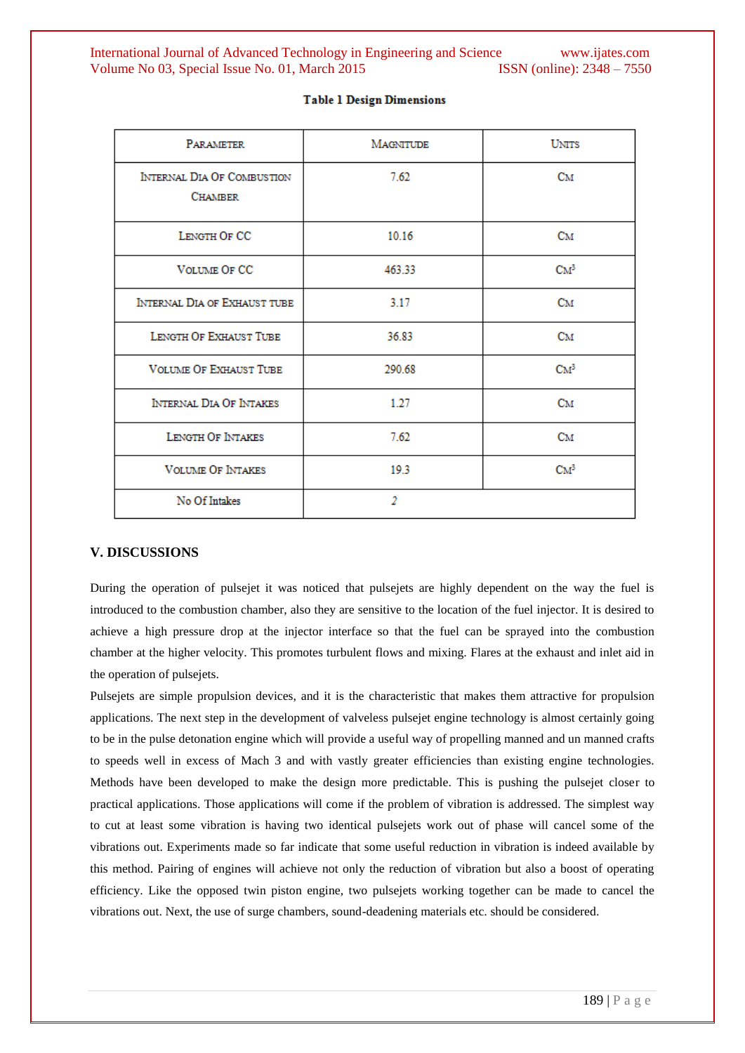**Table 1 Design Dimensions**

| Parameter | Magnitude | Units |
|---|---|---|
| Internal Dia Of Combustion Chamber | 7.62 | Cm |
| Length Of CC | 10.16 | Cm |
| Volume Of CC | 463.33 | $Cm^3$ |
| Internal Dia of Exhaust tube | 3.17 | Cm |
| Length Of Exhaust Tube | 36.83 | Cm |
| Volume Of Exhaust Tube | 290.68 | $Cm^3$ |
| Internal Dia Of Intakes | 1.27 | Cm |
| Length Of Intakes | 7.62 | Cm |
| Volume Of Intakes | 19.3 | $Cm^3$ |
| No Of Intakes | 2 | |

## V. DISCUSSIONS

During the operation of pulsejet it was noticed that pulsejets are highly dependent on the way the fuel is introduced to the combustion chamber, also they are sensitive to the location of the fuel injector. It is desired to achieve a high pressure drop at the injector interface so that the fuel can be sprayed into the combustion chamber at the higher velocity. This promotes turbulent flows and mixing. Flares at the exhaust and inlet aid in the operation of pulsejets.

Pulsejets are simple propulsion devices, and it is the characteristic that makes them attractive for propulsion applications. The next step in the development of valveless pulsejet engine technology is almost certainly going to be in the pulse detonation engine which will provide a useful way of propelling manned and un manned crafts to speeds well in excess of Mach 3 and with vastly greater efficiencies than existing engine technologies. Methods have been developed to make the design more predictable. This is pushing the pulsejet closer to practical applications. Those applications will come if the problem of vibration is addressed. The simplest way to cut at least some vibration is having two identical pulsejets work out of phase will cancel some of the vibrations out. Experiments made so far indicate that some useful reduction in vibration is indeed available by this method. Pairing of engines will achieve not only the reduction of vibration but also a boost of operating efficiency. Like the opposed twin piston engine, two pulsejets working together can be made to cancel the vibrations out. Next, the use of surge chambers, sound-deadening materials etc. should be considered.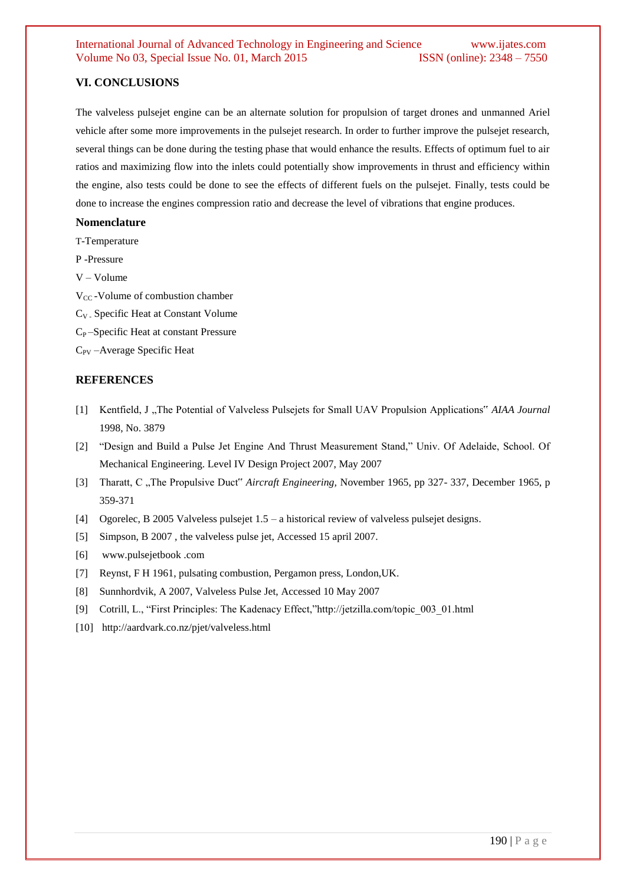## VI. CONCLUSIONS

The valveless pulsejet engine can be an alternate solution for propulsion of target drones and unmanned Ariel vehicle after some more improvements in the pulsejet research. In order to further improve the pulsejet research, several things can be done during the testing phase that would enhance the results. Effects of optimum fuel to air ratios and maximizing flow into the inlets could potentially show improvements in thrust and efficiency within the engine, also tests could be done to see the effects of different fuels on the pulsejet. Finally, tests could be done to increase the engines compression ratio and decrease the level of vibrations that engine produces.

### Nomenclature

T-Temperature

P -Pressure

V – Volume

$V_{CC}$ -Volume of combustion chamber

$C_V$ - Specific Heat at Constant Volume

$C_P$ –Specific Heat at constant Pressure

$C_{PV}$ –Average Specific Heat

## REFERENCES

[1] Kentfield, J „The Potential of Valveless Pulsejets for Small UAV Propulsion Applications" *AIAA Journal* 1998, No. 3879

[2] "Design and Build a Pulse Jet Engine And Thrust Measurement Stand," Univ. Of Adelaide, School. Of Mechanical Engineering. Level IV Design Project 2007, May 2007

[3] Tharatt, C „The Propulsive Duct" *Aircraft Engineering,* November 1965, pp 327- 337, December 1965, p 359-371

[4] Ogorelec, B 2005 Valveless pulsejet 1.5 – a historical review of valveless pulsejet designs.

[5] Simpson, B 2007 , the valveless pulse jet, Accessed 15 april 2007.

[6] www.pulsejetbook .com

[7] Reynst, F H 1961, pulsating combustion, Pergamon press, London,UK.

[8] Sunnhordvik, A 2007, Valveless Pulse Jet, Accessed 10 May 2007

[9] Cotrill, L., "First Principles: The Kadenacy Effect,"http://jetzilla.com/topic_003_01.html

[10] http://aardvark.co.nz/pjet/valveless.html